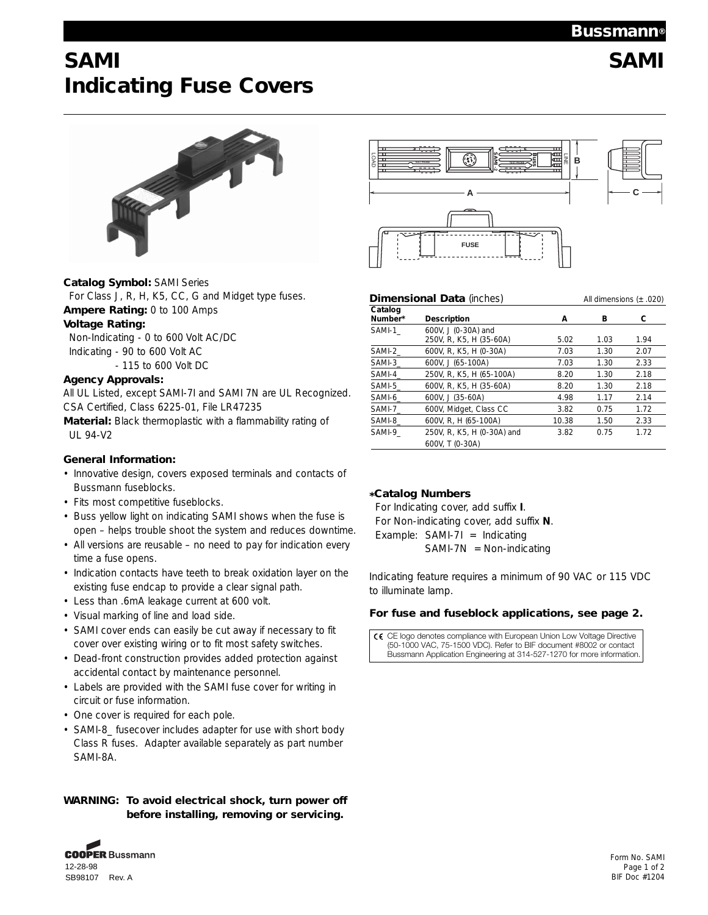# SAMI Indicating Fuse Covers

**Catalog Symbol:** SAMI Series
For Class J, R, H, K5, CC, G and Midget type fuses.

**Ampere Rating:** 0 to 100 Amps

**Voltage Rating:**
Non-Indicating - 0 to 600 Volt AC/DC
Indicating - 90 to 600 Volt AC
- 115 to 600 Volt DC

**Agency Approvals:**
All UL Listed, except SAMI-7I and SAMI 7N are UL Recognized.
CSA Certified, Class 6225-01, File LR47235

**Material:** Black thermoplastic with a flammability rating of UL 94-V2

**General Information:**

- Innovative design, covers exposed terminals and contacts of Bussmann fuseblocks.
- Fits most competitive fuseblocks.
- Buss yellow light on indicating SAMI shows when the fuse is open – helps trouble shoot the system and reduces downtime.
- All versions are reusable – no need to pay for indication every time a fuse opens.
- Indication contacts have teeth to break oxidation layer on the existing fuse endcap to provide a clear signal path.
- Less than .6mA leakage current at 600 volt.
- Visual marking of line and load side.
- SAMI cover ends can easily be cut away if necessary to fit cover over existing wiring or to fit most safety switches.
- Dead-front construction provides added protection against accidental contact by maintenance personnel.
- Labels are provided with the SAMI fuse cover for writing in circuit or fuse information.
- One cover is required for each pole.
- SAMI-8_ fusecover includes adapter for use with short body Class R fuses. Adapter available separately as part number SAMI-8A.

**WARNING: To avoid electrical shock, turn power off before installing, removing or servicing.**

**Dimensional Data** (inches) — All dimensions (± .020)

| Catalog Number* | Description | A | B | C |
|---|---|---|---|---|
| SAMI-1_ | 600V, J (0-30A) and 250V, R, K5, H (35-60A) | 5.02 | 1.03 | 1.94 |
| SAMI-2_ | 600V, R, K5, H (0-30A) | 7.03 | 1.30 | 2.07 |
| SAMI-3_ | 600V, J (65-100A) | 7.03 | 1.30 | 2.33 |
| SAMI-4_ | 250V, R, K5, H (65-100A) | 8.20 | 1.30 | 2.18 |
| SAMI-5_ | 600V, R, K5, H (35-60A) | 8.20 | 1.30 | 2.18 |
| SAMI-6_ | 600V, J (35-60A) | 4.98 | 1.17 | 2.14 |
| SAMI-7_ | 600V, Midget, Class CC | 3.82 | 0.75 | 1.72 |
| SAMI-8_ | 600V, R, H (65-100A) | 10.38 | 1.50 | 2.33 |
| SAMI-9_ | 250V, R, K5, H (0-30A) and 600V, T (0-30A) | 3.82 | 0.75 | 1.72 |

**∗Catalog Numbers**
For Indicating cover, add suffix **I**.
For Non-indicating cover, add suffix **N**.
Example: SAMI-7I = Indicating
SAMI-7N = Non-indicating

Indicating feature requires a minimum of 90 VAC or 115 VDC to illuminate lamp.

**For fuse and fuseblock applications, see page 2.**

CE logo denotes compliance with European Union Low Voltage Directive (50-1000 VAC, 75-1500 VDC). Refer to BIF document #8002 or contact Bussmann Application Engineering at 314-527-1270 for more information.

12-28-98
SB98107 Rev. A

Form No. SAMI
BIF Doc #1204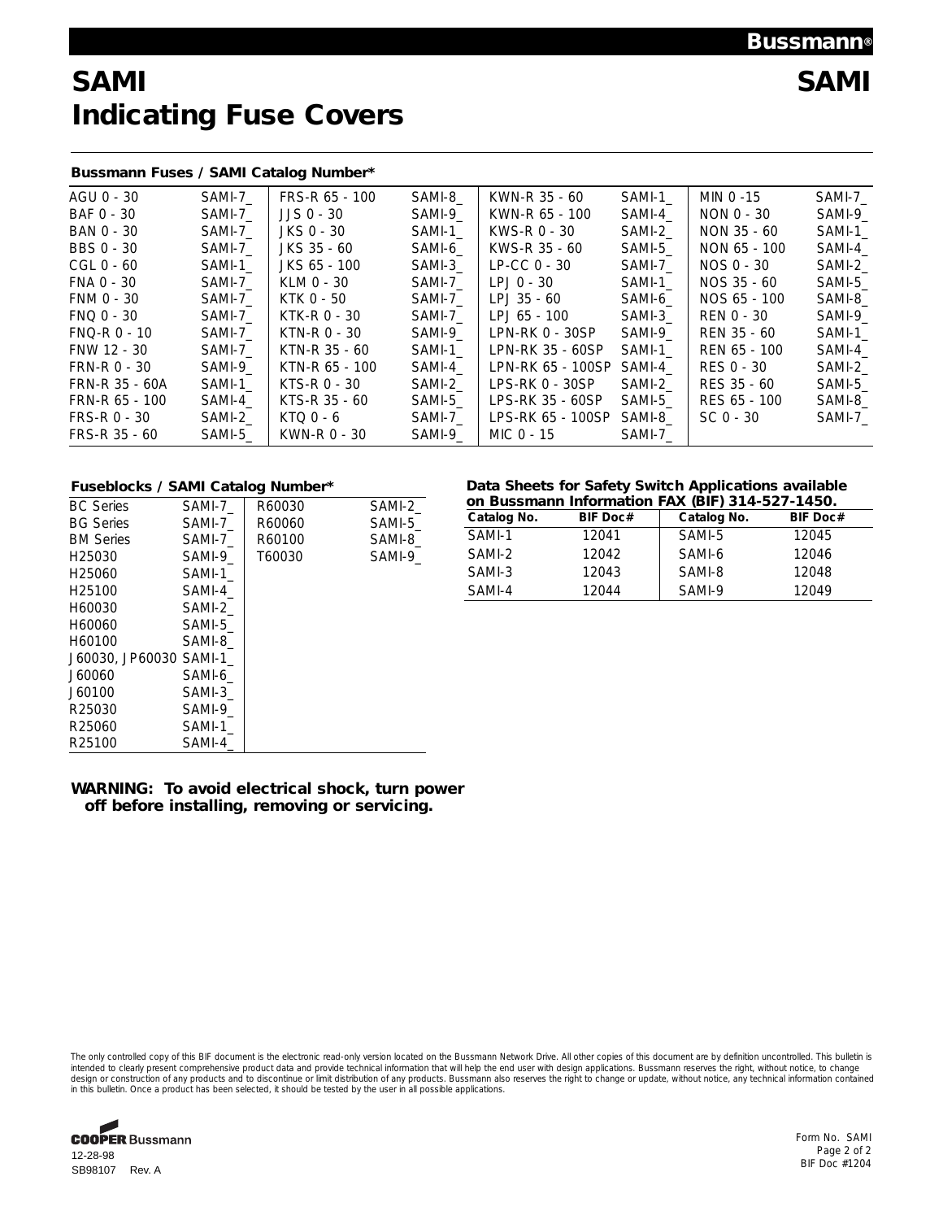# SAMI Indicating Fuse Covers

### Bussmann Fuses / SAMI Catalog Number*

| | | | | | | | |
|---|---|---|---|---|---|---|---|
| AGU 0 - 30 | SAMI-7_ | FRS-R 65 - 100 | SAMI-8_ | KWN-R 35 - 60 | SAMI-1_ | MIN 0 -15 | SAMI-7_ |
| BAF 0 - 30 | SAMI-7_ | JJS 0 - 30 | SAMI-9_ | KWN-R 65 - 100 | SAMI-4_ | NON 0 - 30 | SAMI-9_ |
| BAN 0 - 30 | SAMI-7_ | JKS 0 - 30 | SAMI-1_ | KWS-R 0 - 30 | SAMI-2_ | NON 35 - 60 | SAMI-1_ |
| BBS 0 - 30 | SAMI-7_ | JKS 35 - 60 | SAMI-6_ | KWS-R 35 - 60 | SAMI-5_ | NON 65 - 100 | SAMI-4_ |
| CGL 0 - 60 | SAMI-1_ | JKS 65 - 100 | SAMI-3_ | LP-CC 0 - 30 | SAMI-7_ | NOS 0 - 30 | SAMI-2_ |
| FNA 0 - 30 | SAMI-7_ | KLM 0 - 30 | SAMI-7_ | LPJ 0 - 30 | SAMI-1_ | NOS 35 - 60 | SAMI-5_ |
| FNM 0 - 30 | SAMI-7_ | KTK 0 - 50 | SAMI-7_ | LPJ 35 - 60 | SAMI-6_ | NOS 65 - 100 | SAMI-8_ |
| FNQ 0 - 30 | SAMI-7_ | KTK-R 0 - 30 | SAMI-7_ | LPJ 65 - 100 | SAMI-3_ | REN 0 - 30 | SAMI-9_ |
| FNQ-R 0 - 10 | SAMI-7_ | KTN-R 0 - 30 | SAMI-9_ | LPN-RK 0 - 30SP | SAMI-9_ | REN 35 - 60 | SAMI-1_ |
| FNW 12 - 30 | SAMI-7_ | KTN-R 35 - 60 | SAMI-1_ | LPN-RK 35 - 60SP | SAMI-1_ | REN 65 - 100 | SAMI-4_ |
| FRN-R 0 - 30 | SAMI-9_ | KTN-R 65 - 100 | SAMI-4_ | LPN-RK 65 - 100SP | SAMI-4_ | RES 0 - 30 | SAMI-2_ |
| FRN-R 35 - 60A | SAMI-1_ | KTS-R 0 - 30 | SAMI-2_ | LPS-RK 0 - 30SP | SAMI-2_ | RES 35 - 60 | SAMI-5_ |
| FRN-R 65 - 100 | SAMI-4_ | KTS-R 35 - 60 | SAMI-5_ | LPS-RK 35 - 60SP | SAMI-5_ | RES 65 - 100 | SAMI-8_ |
| FRS-R 0 - 30 | SAMI-2_ | KTQ 0 - 6 | SAMI-7_ | LPS-RK 65 - 100SP | SAMI-8_ | SC 0 - 30 | SAMI-7_ |
| FRS-R 35 - 60 | SAMI-5_ | KWN-R 0 - 30 | SAMI-9_ | MIC 0 - 15 | SAMI-7_ | | |

### Fuseblocks / SAMI Catalog Number*

| | | | |
|---|---|---|---|
| BC Series | SAMI-7_ | R60030 | SAMI-2_ |
| BG Series | SAMI-7_ | R60060 | SAMI-5_ |
| BM Series | SAMI-7_ | R60100 | SAMI-8_ |
| H25030 | SAMI-9_ | T60030 | SAMI-9_ |
| H25060 | SAMI-1_ | | |
| H25100 | SAMI-4_ | | |
| H60030 | SAMI-2_ | | |
| H60060 | SAMI-5_ | | |
| H60100 | SAMI-8_ | | |
| J60030, JP60030 | SAMI-1_ | | |
| J60060 | SAMI-6_ | | |
| J60100 | SAMI-3_ | | |
| R25030 | SAMI-9_ | | |
| R25060 | SAMI-1_ | | |
| R25100 | SAMI-4_ | | |

### Data Sheets for Safety Switch Applications available on Bussmann Information FAX (BIF) 314-527-1450.

| Catalog No. | BIF Doc# | Catalog No. | BIF Doc# |
|---|---|---|---|
| SAMI-1 | 12041 | SAMI-5 | 12045 |
| SAMI-2 | 12042 | SAMI-6 | 12046 |
| SAMI-3 | 12043 | SAMI-8 | 12048 |
| SAMI-4 | 12044 | SAMI-9 | 12049 |

**WARNING: To avoid electrical shock, turn power off before installing, removing or servicing.**

The only controlled copy of this BIF document is the electronic read-only version located on the Bussmann Network Drive. All other copies of this document are by definition uncontrolled. This bulletin is intended to clearly present comprehensive product data and provide technical information that will help the end user with design applications. Bussmann reserves the right, without notice, to change design or construction of any products and to discontinue or limit distribution of any products. Bussmann also reserves the right to change or update, without notice, any technical information contained in this bulletin. Once a product has been selected, it should be tested by the user in all possible applications.

COOPER Bussmann
12-28-98
SB98107 Rev. A

Form No. SAMI
BIF Doc #1204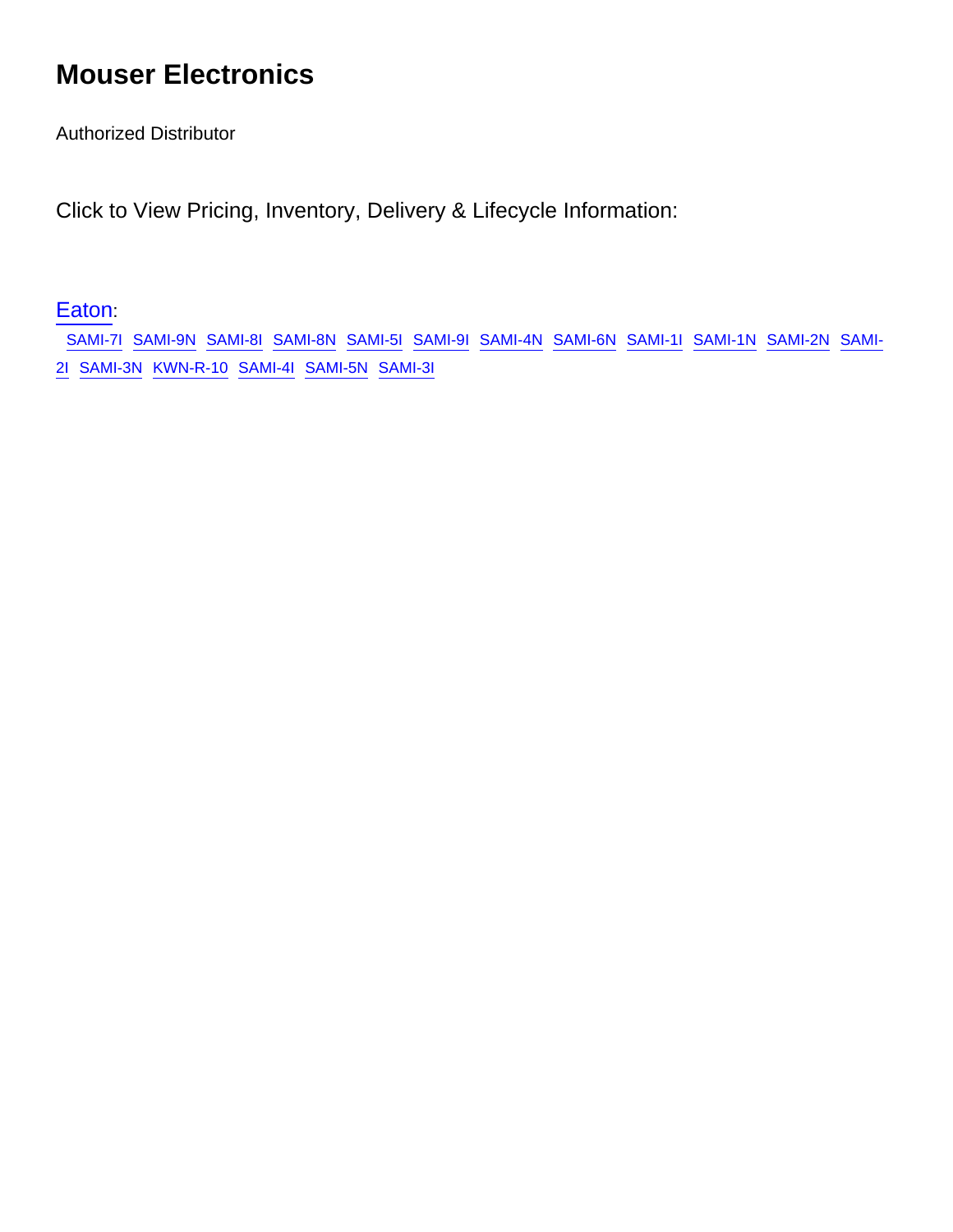# Mouser Electronics

Authorized Distributor

Click to View Pricing, Inventory, Delivery & Lifecycle Information:

Eaton:

SAMI-7I SAMI-9N SAMI-8I SAMI-8N SAMI-5I SAMI-9I SAMI-4N SAMI-6N SAMI-1I SAMI-1N SAMI-2N SAMI-2I SAMI-3N KWN-R-10 SAMI-4I SAMI-5N SAMI-3I